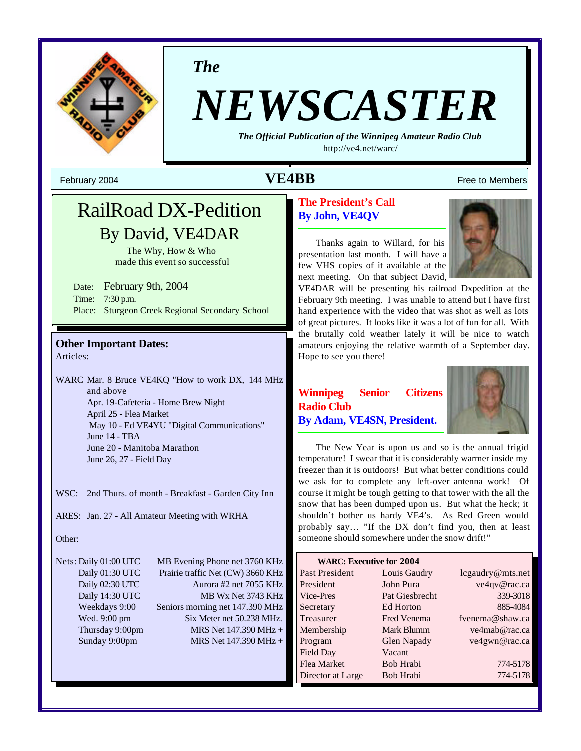*The*

# NEWSCASTER

***The Official Publication of the Winnipeg Amateur Radio Club***

http://ve4.net/warc/

February 2004 **VE4BB** Free to Members

## RailRoad DX-Pedition

### By David, VE4DAR

The Why, How & Who made this event so successful

Date: February 9th, 2004
Time: 7:30 p.m.
Place: Sturgeon Creek Regional Secondary School

### Other Important Dates:

Articles:

WARC Mar. 8 Bruce VE4KQ "How to work DX, 144 MHz and above
Apr. 19-Cafeteria - Home Brew Night
April 25 - Flea Market
May 10 - Ed VE4YU "Digital Communications"
June 14 - TBA
June 20 - Manitoba Marathon
June 26, 27 - Field Day

WSC: 2nd Thurs. of month - Breakfast - Garden City Inn

ARES: Jan. 27 - All Amateur Meeting with WRHA

Other:

| Nets: | |
|---|---|
| Daily 01:00 UTC | MB Evening Phone net 3760 KHz |
| Daily 01:30 UTC | Prairie traffic Net (CW) 3660 KHz |
| Daily 02:30 UTC | Aurora #2 net 7055 KHz |
| Daily 14:30 UTC | MB Wx Net 3743 KHz |
| Weekdays 9:00 | Seniors morning net 147.390 MHz |
| Wed. 9:00 pm | Six Meter net 50.238 MHz. |
| Thursday 9:00pm | MRS Net 147.390 MHz + |
| Sunday 9:00pm | MRS Net 147.390 MHz + |

## The President's Call

### By John, VE4QV

Thanks again to Willard, for his presentation last month. I will have a few VHS copies of it available at the next meeting. On that subject David, VE4DAR will be presenting his railroad Dxpedition at the February 9th meeting. I was unable to attend but I have first hand experience with the video that was shot as well as lots of great pictures. It looks like it was a lot of fun for all. With the brutally cold weather lately it will be nice to watch amateurs enjoying the relative warmth of a September day. Hope to see you there!

## Winnipeg Senior Citizens Radio Club

### By Adam, VE4SN, President.

The New Year is upon us and so is the annual frigid temperature! I swear that it is considerably warmer inside my freezer than it is outdoors! But what better conditions could we ask for to complete any left-over antenna work! Of course it might be tough getting to that tower with the all the snow that has been dumped upon us. But what the heck; it shouldn't bother us hardy VE4's. As Red Green would probably say… "If the DX don't find you, then at least someone should somewhere under the snow drift!"

**WARC: Executive for 2004**

| Position | Name | Contact |
|---|---|---|
| Past President | Louis Gaudry | lcgaudry@mts.net |
| President | John Pura | ve4qv@rac.ca |
| Vice-Pres | Pat Giesbrecht | 339-3018 |
| Secretary | Ed Horton | 885-4084 |
| Treasurer | Fred Venema | fvenema@shaw.ca |
| Membership | Mark Blumm | ve4mab@rac.ca |
| Program | Glen Napady | ve4gwn@rac.ca |
| Field Day | Vacant | |
| Flea Market | Bob Hrabi | 774-5178 |
| Director at Large | Bob Hrabi | 774-5178 |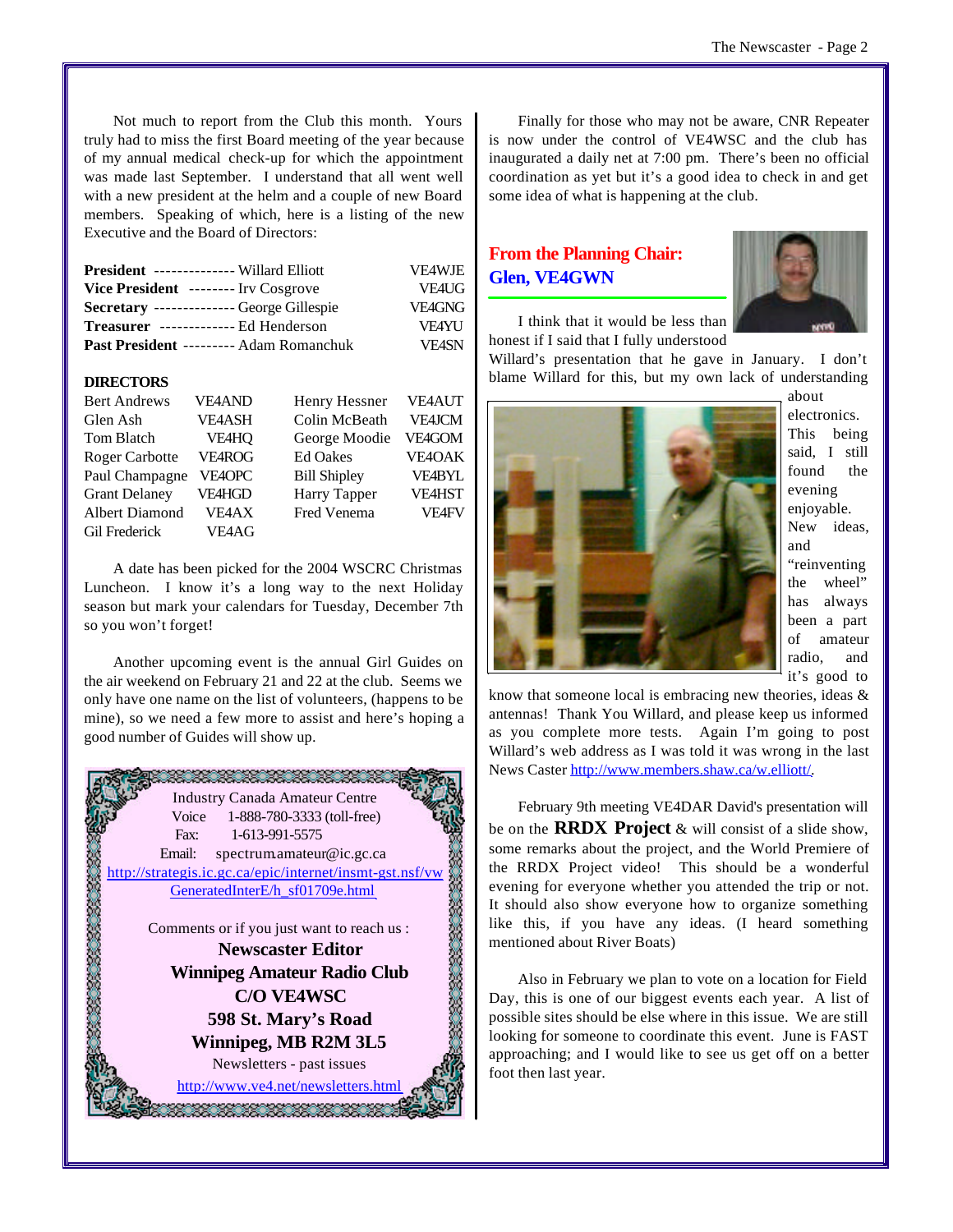Not much to report from the Club this month. Yours truly had to miss the first Board meeting of the year because of my annual medical check-up for which the appointment was made last September. I understand that all went well with a new president at the helm and a couple of new Board members. Speaking of which, here is a listing of the new Executive and the Board of Directors:

| | | |
|---|---|---|
| **President** | Willard Elliott | VE4WJE |
| **Vice President** | Irv Cosgrove | VE4UG |
| **Secretary** | George Gillespie | VE4GNG |
| **Treasurer** | Ed Henderson | VE4YU |
| **Past President** | Adam Romanchuk | VE4SN |

**DIRECTORS**

| | | | |
|---|---|---|---|
| Bert Andrews | VE4AND | Henry Hessner | VE4AUT |
| Glen Ash | VE4ASH | Colin McBeath | VE4JCM |
| Tom Blatch | VE4HQ | George Moodie | VE4GOM |
| Roger Carbotte | VE4ROG | Ed Oakes | VE4OAK |
| Paul Champagne | VE4OPC | Bill Shipley | VE4BYL |
| Grant Delaney | VE4HGD | Harry Tapper | VE4HST |
| Albert Diamond | VE4AX | Fred Venema | VE4FV |
| Gil Frederick | VE4AG | | |

A date has been picked for the 2004 WSCRC Christmas Luncheon. I know it's a long way to the next Holiday season but mark your calendars for Tuesday, December 7th so you won't forget!

Another upcoming event is the annual Girl Guides on the air weekend on February 21 and 22 at the club. Seems we only have one name on the list of volunteers, (happens to be mine), so we need a few more to assist and here's hoping a good number of Guides will show up.

Industry Canada Amateur Centre
Voice 1-888-780-3333 (toll-free)
Fax: 1-613-991-5575
Email: spectrum.amateur@ic.gc.ca
http://strategis.ic.gc.ca/epic/internet/insmt-gst.nsf/vwGeneratedInterE/h_sf01709e.html

Comments or if you just want to reach us :

**Newscaster Editor**
**Winnipeg Amateur Radio Club**
**C/O VE4WSC**
**598 St. Mary's Road**
**Winnipeg, MB R2M 3L5**

Newsletters - past issues
http://www.ve4.net/newsletters.html

Finally for those who may not be aware, CNR Repeater is now under the control of VE4WSC and the club has inaugurated a daily net at 7:00 pm. There's been no official coordination as yet but it's a good idea to check in and get some idea of what is happening at the club.

## From the Planning Chair: Glen, VE4GWN

I think that it would be less than honest if I said that I fully understood Willard's presentation that he gave in January. I don't blame Willard for this, but my own lack of understanding about electronics. This being said, I still found the evening enjoyable. New ideas, and "reinventing the wheel" has always been a part of amateur radio, and it's good to know that someone local is embracing new theories, ideas & antennas! Thank You Willard, and please keep us informed as you complete more tests. Again I'm going to post Willard's web address as I was told it was wrong in the last News Caster http://www.members.shaw.ca/w.elliott/.

February 9th meeting VE4DAR David's presentation will be on the **RRDX Project** & will consist of a slide show, some remarks about the project, and the World Premiere of the RRDX Project video! This should be a wonderful evening for everyone whether you attended the trip or not. It should also show everyone how to organize something like this, if you have any ideas. (I heard something mentioned about River Boats)

Also in February we plan to vote on a location for Field Day, this is one of our biggest events each year. A list of possible sites should be else where in this issue. We are still looking for someone to coordinate this event. June is FAST approaching; and I would like to see us get off on a better foot then last year.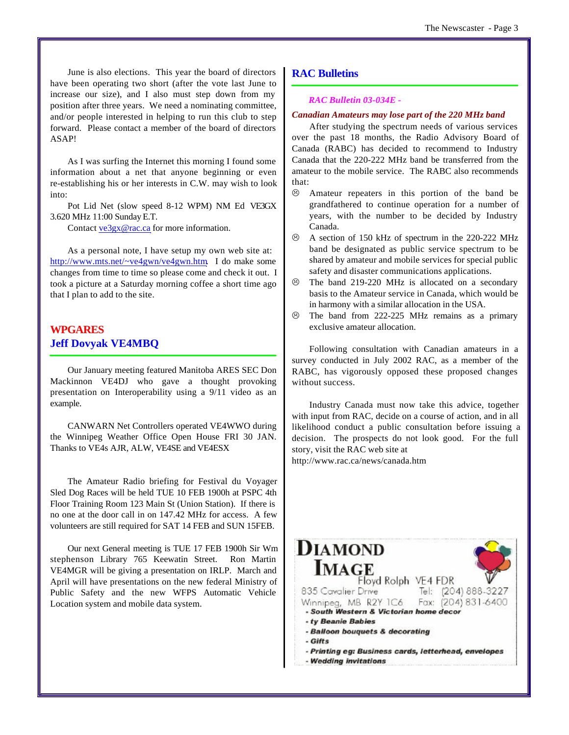June is also elections. This year the board of directors have been operating two short (after the vote last June to increase our size), and I also must step down from my position after three years. We need a nominating committee, and/or people interested in helping to run this club to step forward. Please contact a member of the board of directors ASAP!

As I was surfing the Internet this morning I found some information about a net that anyone beginning or even re-establishing his or her interests in C.W. may wish to look into:

Pot Lid Net (slow speed 8-12 WPM) NM Ed VE3GX 3.620 MHz 11:00 Sunday E.T.

Contact ve3gx@rac.ca for more information.

As a personal note, I have setup my own web site at: http://www.mts.net/~ve4gwn/ve4gwn.htm. I do make some changes from time to time so please come and check it out. I took a picture at a Saturday morning coffee a short time ago that I plan to add to the site.

## WPGARES
## Jeff Dovyak VE4MBQ

Our January meeting featured Manitoba ARES SEC Don Mackinnon VE4DJ who gave a thought provoking presentation on Interoperability using a 9/11 video as an example.

CANWARN Net Controllers operated VE4WWO during the Winnipeg Weather Office Open House FRI 30 JAN. Thanks to VE4s AJR, ALW, VE4SE and VE4ESX

The Amateur Radio briefing for Festival du Voyager Sled Dog Races will be held TUE 10 FEB 1900h at PSPC 4th Floor Training Room 123 Main St (Union Station). If there is no one at the door call in on 147.42 MHz for access. A few volunteers are still required for SAT 14 FEB and SUN 15FEB.

Our next General meeting is TUE 17 FEB 1900h Sir Wm stephenson Library 765 Keewatin Street. Ron Martin VE4MGR will be giving a presentation on IRLP. March and April will have presentations on the new federal Ministry of Public Safety and the new WFPS Automatic Vehicle Location system and mobile data system.

## RAC Bulletins

*RAC Bulletin 03-034E -*

***Canadian Amateurs may lose part of the 220 MHz band***

After studying the spectrum needs of various services over the past 18 months, the Radio Advisory Board of Canada (RABC) has decided to recommend to Industry Canada that the 220-222 MHz band be transferred from the amateur to the mobile service. The RABC also recommends that:

- ☹ Amateur repeaters in this portion of the band be grandfathered to continue operation for a number of years, with the number to be decided by Industry Canada.
- ☹ A section of 150 kHz of spectrum in the 220-222 MHz band be designated as public service spectrum to be shared by amateur and mobile services for special public safety and disaster communications applications.
- ☹ The band 219-220 MHz is allocated on a secondary basis to the Amateur service in Canada, which would be in harmony with a similar allocation in the USA.
- ☹ The band from 222-225 MHz remains as a primary exclusive amateur allocation.

Following consultation with Canadian amateurs in a survey conducted in July 2002 RAC, as a member of the RABC, has vigorously opposed these proposed changes without success.

Industry Canada must now take this advice, together with input from RAC, decide on a course of action, and in all likelihood conduct a public consultation before issuing a decision. The prospects do not look good. For the full story, visit the RAC web site at http://www.rac.ca/news/canada.htm

**DIAMOND IMAGE**
Floyd Rolph VE4 FDR
835 Cavalier Drive Tel: (204) 888-3227
Winnipeg, MB R2Y 1C6 Fax: (204) 831-6400

- ***South Western & Victorian home decor***
- ***ty Beanie Babies***
- ***Balloon bouquets & decorating***
- ***Gifts***
- ***Printing eg: Business cards, letterhead, envelopes***
- ***Wedding invitations***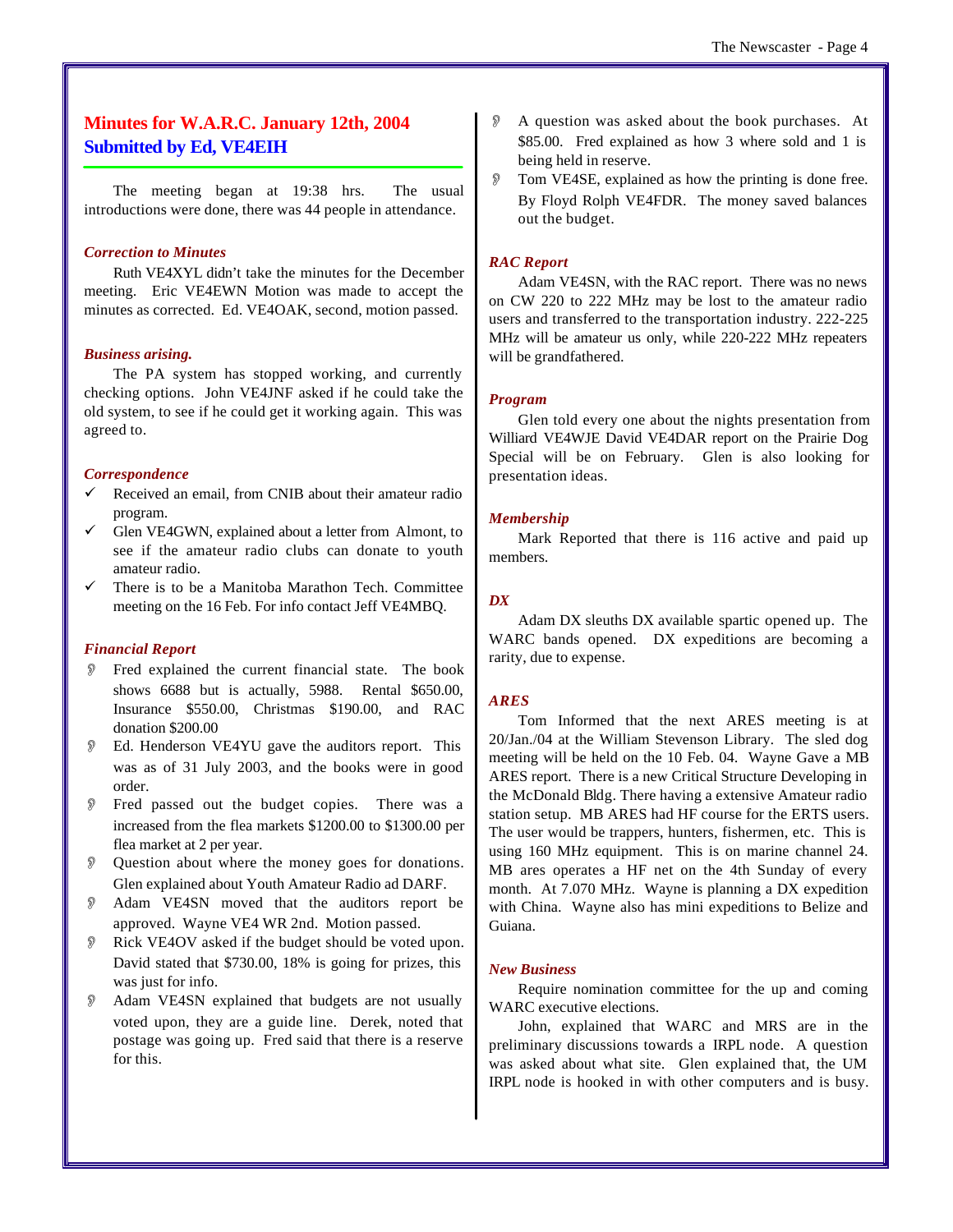## Minutes for W.A.R.C. January 12th, 2004
## Submitted by Ed, VE4EIH

The meeting began at 19:38 hrs. The usual introductions were done, there was 44 people in attendance.

### *Correction to Minutes*

Ruth VE4XYL didn't take the minutes for the December meeting. Eric VE4EWN Motion was made to accept the minutes as corrected. Ed. VE4OAK, second, motion passed.

### *Business arising.*

The PA system has stopped working, and currently checking options. John VE4JNF asked if he could take the old system, to see if he could get it working again. This was agreed to.

### *Correspondence*

- ✓ Received an email, from CNIB about their amateur radio program.
- ✓ Glen VE4GWN, explained about a letter from Almont, to see if the amateur radio clubs can donate to youth amateur radio.
- ✓ There is to be a Manitoba Marathon Tech. Committee meeting on the 16 Feb. For info contact Jeff VE4MBQ.

### *Financial Report*

- Fred explained the current financial state. The book shows 6688 but is actually, 5988. Rental $650.00, Insurance $550.00, Christmas $190.00, and RAC donation $200.00
- Ed. Henderson VE4YU gave the auditors report. This was as of 31 July 2003, and the books were in good order.
- Fred passed out the budget copies. There was a increased from the flea markets $1200.00 to $1300.00 per flea market at 2 per year.
- Question about where the money goes for donations. Glen explained about Youth Amateur Radio ad DARF.
- Adam VE4SN moved that the auditors report be approved. Wayne VE4 WR 2nd. Motion passed.
- Rick VE4OV asked if the budget should be voted upon. David stated that $730.00, 18% is going for prizes, this was just for info.
- Adam VE4SN explained that budgets are not usually voted upon, they are a guide line. Derek, noted that postage was going up. Fred said that there is a reserve for this.
- A question was asked about the book purchases. At $85.00. Fred explained as how 3 where sold and 1 is being held in reserve.
- Tom VE4SE, explained as how the printing is done free. By Floyd Rolph VE4FDR. The money saved balances out the budget.

### *RAC Report*

Adam VE4SN, with the RAC report. There was no news on CW 220 to 222 MHz may be lost to the amateur radio users and transferred to the transportation industry. 222-225 MHz will be amateur us only, while 220-222 MHz repeaters will be grandfathered.

### *Program*

Glen told every one about the nights presentation from Williard VE4WJE David VE4DAR report on the Prairie Dog Special will be on February. Glen is also looking for presentation ideas.

### *Membership*

Mark Reported that there is 116 active and paid up members.

### *DX*

Adam DX sleuths DX available spartic opened up. The WARC bands opened. DX expeditions are becoming a rarity, due to expense.

### *ARES*

Tom Informed that the next ARES meeting is at 20/Jan./04 at the William Stevenson Library. The sled dog meeting will be held on the 10 Feb. 04. Wayne Gave a MB ARES report. There is a new Critical Structure Developing in the McDonald Bldg. There having a extensive Amateur radio station setup. MB ARES had HF course for the ERTS users. The user would be trappers, hunters, fishermen, etc. This is using 160 MHz equipment. This is on marine channel 24. MB ares operates a HF net on the 4th Sunday of every month. At 7.070 MHz. Wayne is planning a DX expedition with China. Wayne also has mini expeditions to Belize and Guiana.

### *New Business*

Require nomination committee for the up and coming WARC executive elections.

John, explained that WARC and MRS are in the preliminary discussions towards a IRPL node. A question was asked about what site. Glen explained that, the UM IRPL node is hooked in with other computers and is busy.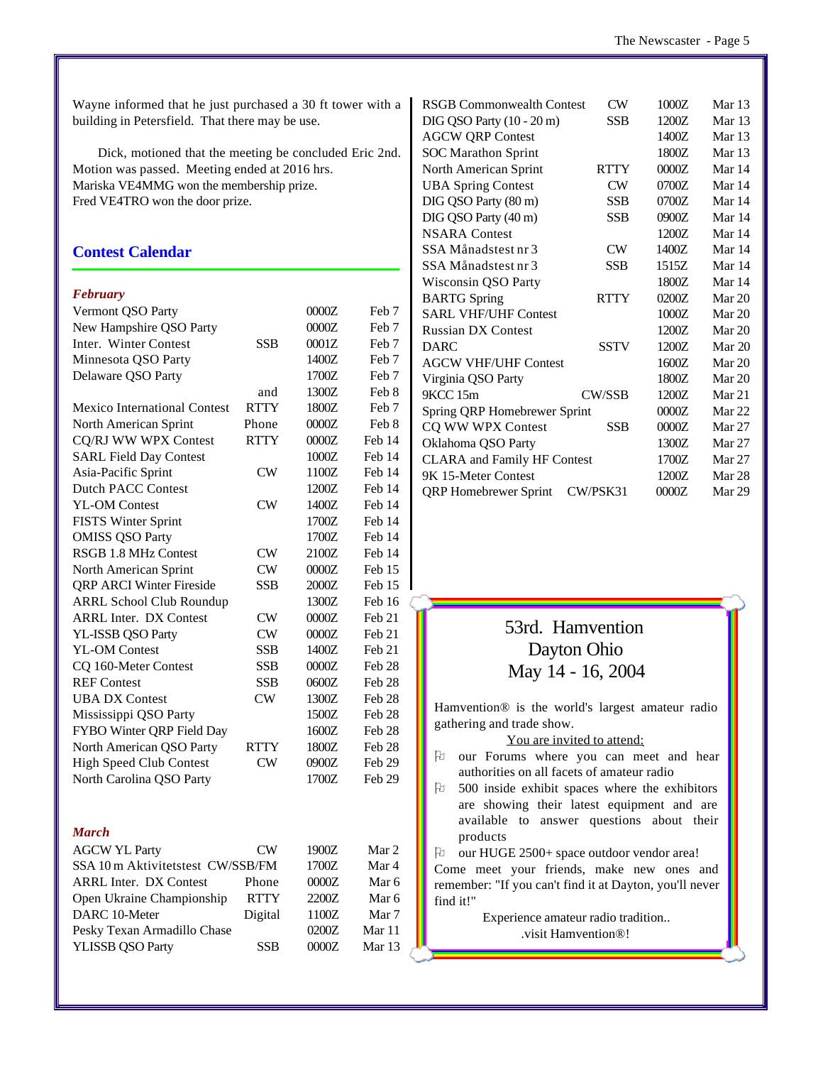Wayne informed that he just purchased a 30 ft tower with a building in Petersfield. That there may be use.

Dick, motioned that the meeting be concluded Eric 2nd. Motion was passed. Meeting ended at 2016 hrs.
Mariska VE4MMG won the membership prize.
Fred VE4TRO won the door prize.

## Contest Calendar

### *February*

| Contest | Mode | Time | Date |
|---|---|---|---|
| Vermont QSO Party | | 0000Z | Feb 7 |
| New Hampshire QSO Party | | 0000Z | Feb 7 |
| Inter. Winter Contest | SSB | 0001Z | Feb 7 |
| Minnesota QSO Party | | 1400Z | Feb 7 |
| Delaware QSO Party | | 1700Z | Feb 7 |
| | and | 1300Z | Feb 8 |
| Mexico International Contest | RTTY | 1800Z | Feb 7 |
| North American Sprint | Phone | 0000Z | Feb 8 |
| CQ/RJ WW WPX Contest | RTTY | 0000Z | Feb 14 |
| SARL Field Day Contest | | 1000Z | Feb 14 |
| Asia-Pacific Sprint | CW | 1100Z | Feb 14 |
| Dutch PACC Contest | | 1200Z | Feb 14 |
| YL-OM Contest | CW | 1400Z | Feb 14 |
| FISTS Winter Sprint | | 1700Z | Feb 14 |
| OMISS QSO Party | | 1700Z | Feb 14 |
| RSGB 1.8 MHz Contest | CW | 2100Z | Feb 14 |
| North American Sprint | CW | 0000Z | Feb 15 |
| QRP ARCI Winter Fireside | SSB | 2000Z | Feb 15 |
| ARRL School Club Roundup | | 1300Z | Feb 16 |
| ARRL Inter. DX Contest | CW | 0000Z | Feb 21 |
| YL-ISSB QSO Party | CW | 0000Z | Feb 21 |
| YL-OM Contest | SSB | 1400Z | Feb 21 |
| CQ 160-Meter Contest | SSB | 0000Z | Feb 28 |
| REF Contest | SSB | 0600Z | Feb 28 |
| UBA DX Contest | CW | 1300Z | Feb 28 |
| Mississippi QSO Party | | 1500Z | Feb 28 |
| FYBO Winter QRP Field Day | | 1600Z | Feb 28 |
| North American QSO Party | RTTY | 1800Z | Feb 28 |
| High Speed Club Contest | CW | 0900Z | Feb 29 |
| North Carolina QSO Party | | 1700Z | Feb 29 |

### *March*

| Contest | Mode | Time | Date |
|---|---|---|---|
| AGCW YL Party | CW | 1900Z | Mar 2 |
| SSA 10 m Aktivitetstest | CW/SSB/FM | 1700Z | Mar 4 |
| ARRL Inter. DX Contest | Phone | 0000Z | Mar 6 |
| Open Ukraine Championship | RTTY | 2200Z | Mar 6 |
| DARC 10-Meter | Digital | 1100Z | Mar 7 |
| Pesky Texan Armadillo Chase | | 0200Z | Mar 11 |
| YLISSB QSO Party | SSB | 0000Z | Mar 13 |
| RSGB Commonwealth Contest | CW | 1000Z | Mar 13 |
| DIG QSO Party (10 - 20 m) | SSB | 1200Z | Mar 13 |
| AGCW QRP Contest | | 1400Z | Mar 13 |
| SOC Marathon Sprint | | 1800Z | Mar 13 |
| North American Sprint | RTTY | 0000Z | Mar 14 |
| UBA Spring Contest | CW | 0700Z | Mar 14 |
| DIG QSO Party (80 m) | SSB | 0700Z | Mar 14 |
| DIG QSO Party (40 m) | SSB | 0900Z | Mar 14 |
| NSARA Contest | | 1200Z | Mar 14 |
| SSA Månadstest nr 3 | CW | 1400Z | Mar 14 |
| SSA Månadstest nr 3 | SSB | 1515Z | Mar 14 |
| Wisconsin QSO Party | | 1800Z | Mar 14 |
| BARTG Spring | RTTY | 0200Z | Mar 20 |
| SARL VHF/UHF Contest | | 1000Z | Mar 20 |
| Russian DX Contest | | 1200Z | Mar 20 |
| DARC | SSTV | 1200Z | Mar 20 |
| AGCW VHF/UHF Contest | | 1600Z | Mar 20 |
| Virginia QSO Party | | 1800Z | Mar 20 |
| 9KCC 15m | CW/SSB | 1200Z | Mar 21 |
| Spring QRP Homebrewer Sprint | | 0000Z | Mar 22 |
| CQ WW WPX Contest | SSB | 0000Z | Mar 27 |
| Oklahoma QSO Party | | 1300Z | Mar 27 |
| CLARA and Family HF Contest | | 1700Z | Mar 27 |
| 9K 15-Meter Contest | | 1200Z | Mar 28 |
| QRP Homebrewer Sprint | CW/PSK31 | 0000Z | Mar 29 |

## 53rd. Hamvention
## Dayton Ohio
## May 14 - 16, 2004

Hamvention® is the world's largest amateur radio gathering and trade show.

You are invited to attend:

- our Forums where you can meet and hear authorities on all facets of amateur radio
- 500 inside exhibit spaces where the exhibitors are showing their latest equipment and are available to answer questions about their products
- our HUGE 2500+ space outdoor vendor area!

Come meet your friends, make new ones and remember: "If you can't find it at Dayton, you'll never find it!"

Experience amateur radio tradition..
.visit Hamvention®!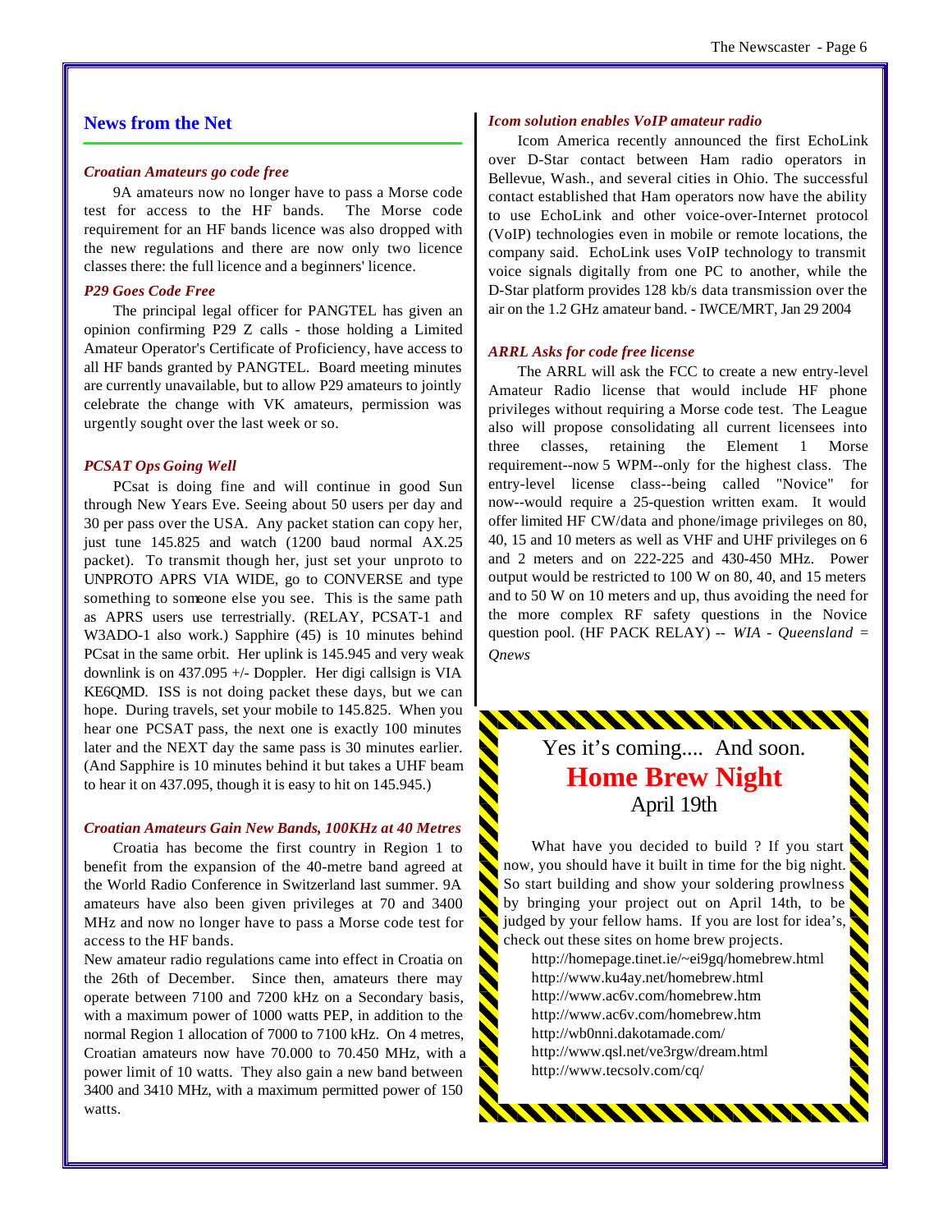## News from the Net

### *Croatian Amateurs go code free*

9A amateurs now no longer have to pass a Morse code test for access to the HF bands. The Morse code requirement for an HF bands licence was also dropped with the new regulations and there are now only two licence classes there: the full licence and a beginners' licence.

### *P29 Goes Code Free*

The principal legal officer for PANGTEL has given an opinion confirming P29 Z calls - those holding a Limited Amateur Operator's Certificate of Proficiency, have access to all HF bands granted by PANGTEL. Board meeting minutes are currently unavailable, but to allow P29 amateurs to jointly celebrate the change with VK amateurs, permission was urgently sought over the last week or so.

### *PCSAT Ops Going Well*

PCsat is doing fine and will continue in good Sun through New Years Eve. Seeing about 50 users per day and 30 per pass over the USA. Any packet station can copy her, just tune 145.825 and watch (1200 baud normal AX.25 packet). To transmit though her, just set your unproto to UNPROTO APRS VIA WIDE, go to CONVERSE and type something to someone else you see. This is the same path as APRS users use terrestrially. (RELAY, PCSAT-1 and W3ADO-1 also work.) Sapphire (45) is 10 minutes behind PCsat in the same orbit. Her uplink is 145.945 and very weak downlink is on 437.095 +/- Doppler. Her digi callsign is VIA KE6QMD. ISS is not doing packet these days, but we can hope. During travels, set your mobile to 145.825. When you hear one PCSAT pass, the next one is exactly 100 minutes later and the NEXT day the same pass is 30 minutes earlier. (And Sapphire is 10 minutes behind it but takes a UHF beam to hear it on 437.095, though it is easy to hit on 145.945.)

### *Croatian Amateurs Gain New Bands, 100KHz at 40 Metres*

Croatia has become the first country in Region 1 to benefit from the expansion of the 40-metre band agreed at the World Radio Conference in Switzerland last summer. 9A amateurs have also been given privileges at 70 and 3400 MHz and now no longer have to pass a Morse code test for access to the HF bands.

New amateur radio regulations came into effect in Croatia on the 26th of December. Since then, amateurs there may operate between 7100 and 7200 kHz on a Secondary basis, with a maximum power of 1000 watts PEP, in addition to the normal Region 1 allocation of 7000 to 7100 kHz. On 4 metres, Croatian amateurs now have 70.000 to 70.450 MHz, with a power limit of 10 watts. They also gain a new band between 3400 and 3410 MHz, with a maximum permitted power of 150 watts.

### *Icom solution enables VoIP amateur radio*

Icom America recently announced the first EchoLink over D-Star contact between Ham radio operators in Bellevue, Wash., and several cities in Ohio. The successful contact established that Ham operators now have the ability to use EchoLink and other voice-over-Internet protocol (VoIP) technologies even in mobile or remote locations, the company said. EchoLink uses VoIP technology to transmit voice signals digitally from one PC to another, while the D-Star platform provides 128 kb/s data transmission over the air on the 1.2 GHz amateur band. - IWCE/MRT, Jan 29 2004

### *ARRL Asks for code free license*

The ARRL will ask the FCC to create a new entry-level Amateur Radio license that would include HF phone privileges without requiring a Morse code test. The League also will propose consolidating all current licensees into three classes, retaining the Element 1 Morse requirement--now 5 WPM--only for the highest class. The entry-level license class--being called "Novice" for now--would require a 25-question written exam. It would offer limited HF CW/data and phone/image privileges on 80, 40, 15 and 10 meters as well as VHF and UHF privileges on 6 and 2 meters and on 222-225 and 430-450 MHz. Power output would be restricted to 100 W on 80, 40, and 15 meters and to 50 W on 10 meters and up, thus avoiding the need for the more complex RF safety questions in the Novice question pool. (HF PACK RELAY) -- *WIA - Queensland = Qnews*

---

Yes it's coming.... And soon.

## **Home Brew Night**

April 19th

What have you decided to build ? If you start now, you should have it built in time for the big night. So start building and show your soldering prowlness by bringing your project out on April 14th, to be judged by your fellow hams. If you are lost for idea's, check out these sites on home brew projects.

- http://homepage.tinet.ie/~ei9gq/homebrew.html
- http://www.ku4ay.net/homebrew.html
- http://www.ac6v.com/homebrew.htm
- http://www.ac6v.com/homebrew.htm
- http://wb0nni.dakotamade.com/
- http://www.qsl.net/ve3rgw/dream.html
- http://www.tecsolv.com/cq/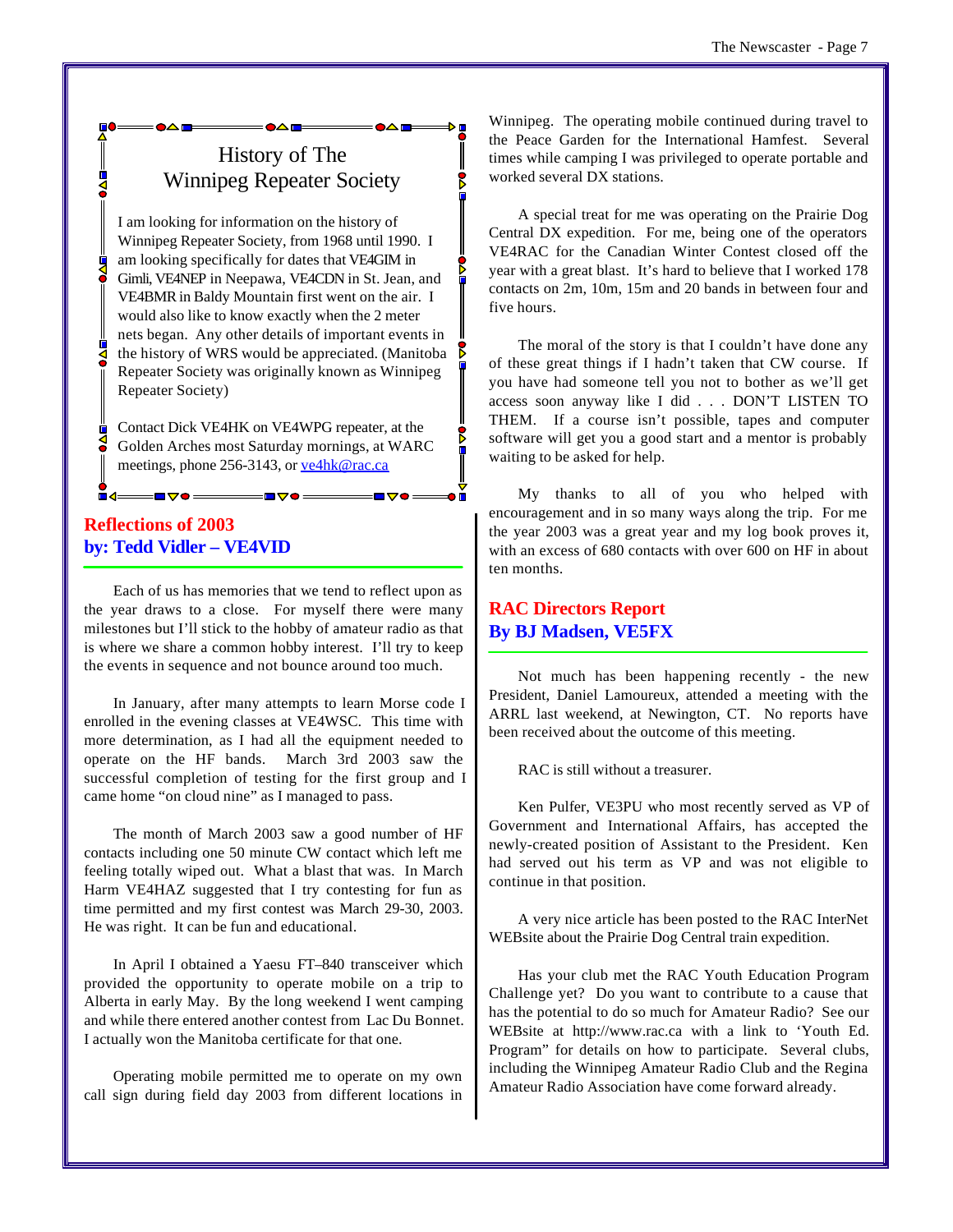## History of The Winnipeg Repeater Society

I am looking for information on the history of Winnipeg Repeater Society, from 1968 until 1990. I am looking specifically for dates that VE4GIM in Gimli, VE4NEP in Neepawa, VE4CDN in St. Jean, and VE4BMR in Baldy Mountain first went on the air. I would also like to know exactly when the 2 meter nets began. Any other details of important events in the history of WRS would be appreciated. (Manitoba Repeater Society was originally known as Winnipeg Repeater Society)

Contact Dick VE4HK on VE4WPG repeater, at the Golden Arches most Saturday mornings, at WARC meetings, phone 256-3143, or ve4hk@rac.ca

## Reflections of 2003
### by: Tedd Vidler – VE4VID

Each of us has memories that we tend to reflect upon as the year draws to a close. For myself there were many milestones but I'll stick to the hobby of amateur radio as that is where we share a common hobby interest. I'll try to keep the events in sequence and not bounce around too much.

In January, after many attempts to learn Morse code I enrolled in the evening classes at VE4WSC. This time with more determination, as I had all the equipment needed to operate on the HF bands. March 3rd 2003 saw the successful completion of testing for the first group and I came home "on cloud nine" as I managed to pass.

The month of March 2003 saw a good number of HF contacts including one 50 minute CW contact which left me feeling totally wiped out. What a blast that was. In March Harm VE4HAZ suggested that I try contesting for fun as time permitted and my first contest was March 29-30, 2003. He was right. It can be fun and educational.

In April I obtained a Yaesu FT–840 transceiver which provided the opportunity to operate mobile on a trip to Alberta in early May. By the long weekend I went camping and while there entered another contest from Lac Du Bonnet. I actually won the Manitoba certificate for that one.

Operating mobile permitted me to operate on my own call sign during field day 2003 from different locations in Winnipeg. The operating mobile continued during travel to the Peace Garden for the International Hamfest. Several times while camping I was privileged to operate portable and worked several DX stations.

A special treat for me was operating on the Prairie Dog Central DX expedition. For me, being one of the operators VE4RAC for the Canadian Winter Contest closed off the year with a great blast. It's hard to believe that I worked 178 contacts on 2m, 10m, 15m and 20 bands in between four and five hours.

The moral of the story is that I couldn't have done any of these great things if I hadn't taken that CW course. If you have had someone tell you not to bother as we'll get access soon anyway like I did . . . DON'T LISTEN TO THEM. If a course isn't possible, tapes and computer software will get you a good start and a mentor is probably waiting to be asked for help.

My thanks to all of you who helped with encouragement and in so many ways along the trip. For me the year 2003 was a great year and my log book proves it, with an excess of 680 contacts with over 600 on HF in about ten months.

## RAC Directors Report
### By BJ Madsen, VE5FX

Not much has been happening recently - the new President, Daniel Lamoureux, attended a meeting with the ARRL last weekend, at Newington, CT. No reports have been received about the outcome of this meeting.

RAC is still without a treasurer.

Ken Pulfer, VE3PU who most recently served as VP of Government and International Affairs, has accepted the newly-created position of Assistant to the President. Ken had served out his term as VP and was not eligible to continue in that position.

A very nice article has been posted to the RAC InterNet WEBsite about the Prairie Dog Central train expedition.

Has your club met the RAC Youth Education Program Challenge yet? Do you want to contribute to a cause that has the potential to do so much for Amateur Radio? See our WEBsite at http://www.rac.ca with a link to 'Youth Ed. Program" for details on how to participate. Several clubs, including the Winnipeg Amateur Radio Club and the Regina Amateur Radio Association have come forward already.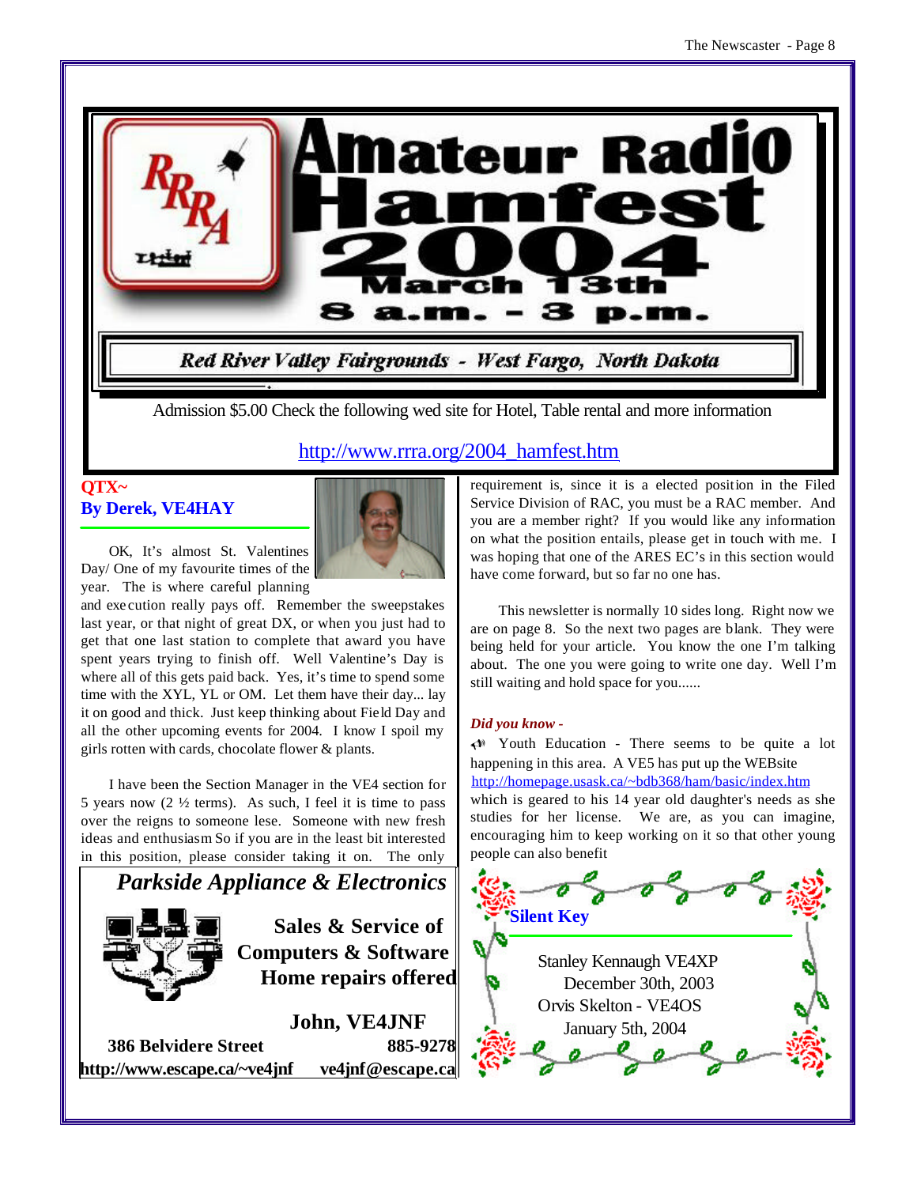# Amateur Radio Hamfest 2004

## March 13th

## 8 a.m. - 3 p.m.

*Red River Valley Fairgrounds - West Fargo, North Dakota*

Admission $5.00 Check the following wed site for Hotel, Table rental and more information

http://www.rrra.org/2004_hamfest.htm

## QTX~

### By Derek, VE4HAY

OK, It's almost St. Valentines Day/ One of my favourite times of the year. The is where careful planning and execution really pays off. Remember the sweepstakes last year, or that night of great DX, or when you just had to get that one last station to complete that award you have spent years trying to finish off. Well Valentine's Day is where all of this gets paid back. Yes, it's time to spend some time with the XYL, YL or OM. Let them have their day... lay it on good and thick. Just keep thinking about Field Day and all the other upcoming events for 2004. I know I spoil my girls rotten with cards, chocolate flower & plants.

I have been the Section Manager in the VE4 section for 5 years now (2 ½ terms). As such, I feel it is time to pass over the reigns to someone lese. Someone with new fresh ideas and enthusiasm So if you are in the least bit interested in this position, please consider taking it on. The only requirement is, since it is a elected position in the Filed Service Division of RAC, you must be a RAC member. And you are a member right? If you would like any information on what the position entails, please get in touch with me. I was hoping that one of the ARES EC's in this section would have come forward, but so far no one has.

This newsletter is normally 10 sides long. Right now we are on page 8. So the next two pages are blank. They were being held for your article. You know the one I'm talking about. The one you were going to write one day. Well I'm still waiting and hold space for you......

***Did you know -***

Youth Education - There seems to be quite a lot happening in this area. A VE5 has put up the WEBsite http://homepage.usask.ca/~bdb368/ham/basic/index.htm which is geared to his 14 year old daughter's needs as she studies for her license. We are, as you can imagine, encouraging him to keep working on it so that other young people can also benefit

## Parkside Appliance & Electronics

**Sales & Service of Computers & Software**
**Home repairs offered**

**John, VE4JNF**

**386 Belvidere Street** **885-9278**
**http://www.escape.ca/~ve4jnf** **ve4jnf@escape.ca**

## Silent Key

Stanley Kennaugh VE4XP
December 30th, 2003
Orvis Skelton - VE4OS
January 5th, 2004